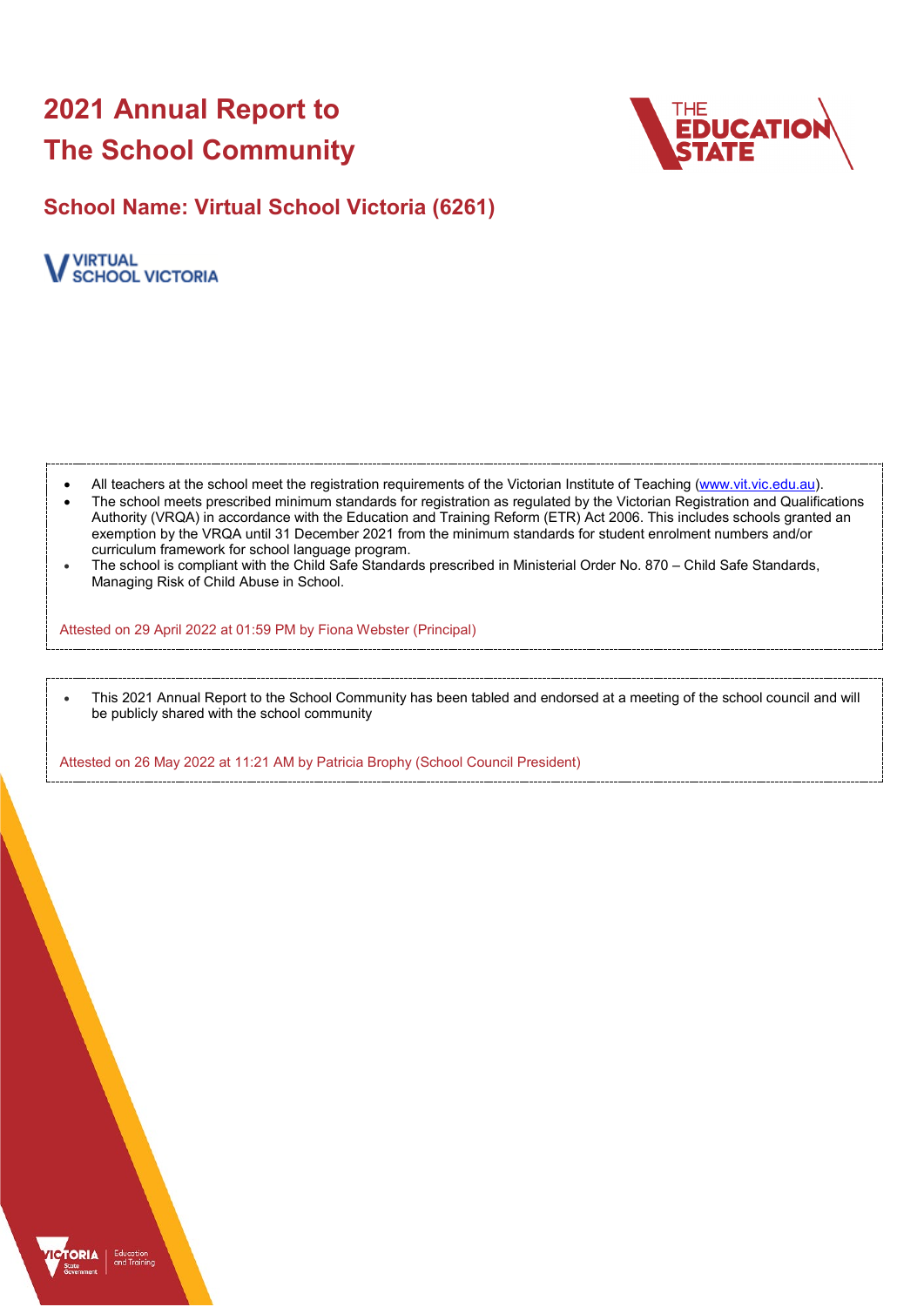# 2021 Annual Report to The School Community

## School Name: Virtual School Victoria (6261)

- All teachers at the school meet the registration requirements of the Victorian Institute of Teaching (www.vit.vic.edu.au).
- The school meets prescribed minimum standards for registration as regulated by the Victorian Registration and Qualifications Authority (VRQA) in accordance with the Education and Training Reform (ETR) Act 2006. This includes schools granted an exemption by the VRQA until 31 December 2021 from the minimum standards for student enrolment numbers and/or curriculum framework for school language program.
- The school is compliant with the Child Safe Standards prescribed in Ministerial Order No. 870 – Child Safe Standards, Managing Risk of Child Abuse in School.

Attested on 29 April 2022 at 01:59 PM by Fiona Webster (Principal)

- This 2021 Annual Report to the School Community has been tabled and endorsed at a meeting of the school council and will be publicly shared with the school community

Attested on 26 May 2022 at 11:21 AM by Patricia Brophy (School Council President)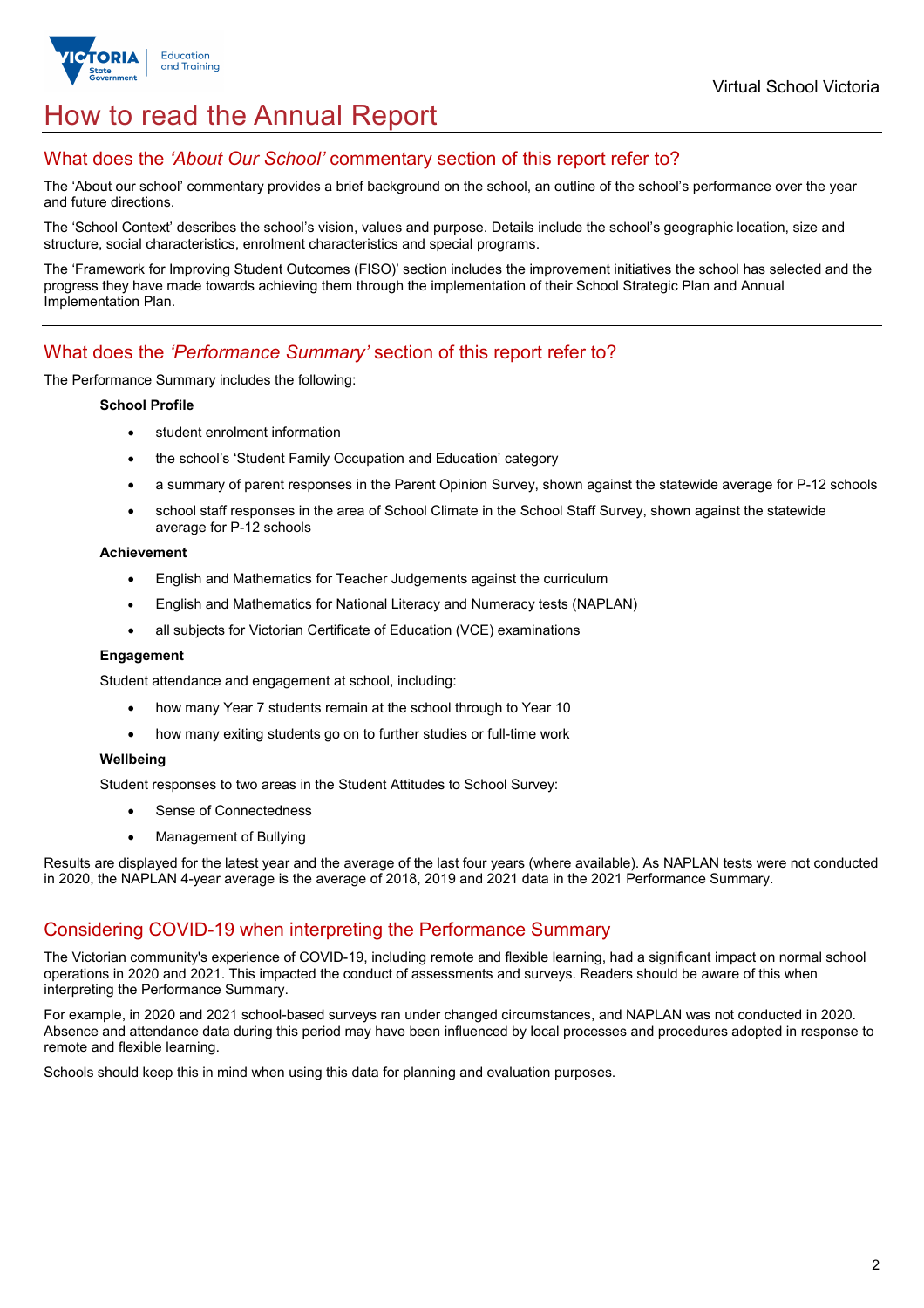# How to read the Annual Report

## What does the *'About Our School'* commentary section of this report refer to?

The 'About our school' commentary provides a brief background on the school, an outline of the school's performance over the year and future directions.

The 'School Context' describes the school's vision, values and purpose. Details include the school's geographic location, size and structure, social characteristics, enrolment characteristics and special programs.

The 'Framework for Improving Student Outcomes (FISO)' section includes the improvement initiatives the school has selected and the progress they have made towards achieving them through the implementation of their School Strategic Plan and Annual Implementation Plan.

## What does the *'Performance Summary'* section of this report refer to?

The Performance Summary includes the following:

**School Profile**

- student enrolment information
- the school's 'Student Family Occupation and Education' category
- a summary of parent responses in the Parent Opinion Survey, shown against the statewide average for P-12 schools
- school staff responses in the area of School Climate in the School Staff Survey, shown against the statewide average for P-12 schools

**Achievement**

- English and Mathematics for Teacher Judgements against the curriculum
- English and Mathematics for National Literacy and Numeracy tests (NAPLAN)
- all subjects for Victorian Certificate of Education (VCE) examinations

**Engagement**

Student attendance and engagement at school, including:

- how many Year 7 students remain at the school through to Year 10
- how many exiting students go on to further studies or full-time work

**Wellbeing**

Student responses to two areas in the Student Attitudes to School Survey:

- Sense of Connectedness
- Management of Bullying

Results are displayed for the latest year and the average of the last four years (where available). As NAPLAN tests were not conducted in 2020, the NAPLAN 4-year average is the average of 2018, 2019 and 2021 data in the 2021 Performance Summary.

## Considering COVID-19 when interpreting the Performance Summary

The Victorian community's experience of COVID-19, including remote and flexible learning, had a significant impact on normal school operations in 2020 and 2021. This impacted the conduct of assessments and surveys. Readers should be aware of this when interpreting the Performance Summary.

For example, in 2020 and 2021 school-based surveys ran under changed circumstances, and NAPLAN was not conducted in 2020. Absence and attendance data during this period may have been influenced by local processes and procedures adopted in response to remote and flexible learning.

Schools should keep this in mind when using this data for planning and evaluation purposes.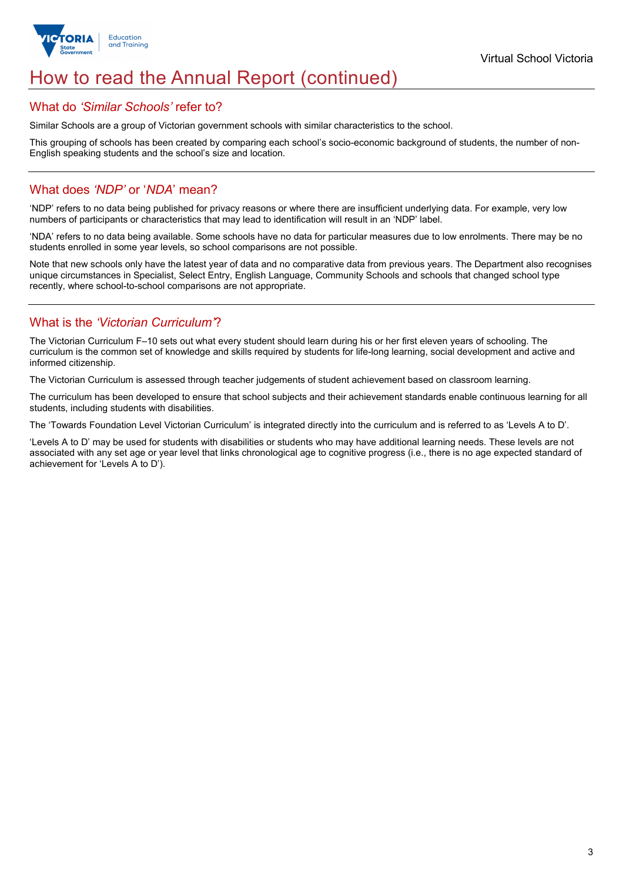# How to read the Annual Report (continued)

## What do *'Similar Schools'* refer to?

Similar Schools are a group of Victorian government schools with similar characteristics to the school.

This grouping of schools has been created by comparing each school's socio-economic background of students, the number of non-English speaking students and the school's size and location.

## What does *'NDP'* or '*NDA*' mean?

'NDP' refers to no data being published for privacy reasons or where there are insufficient underlying data. For example, very low numbers of participants or characteristics that may lead to identification will result in an 'NDP' label.

'NDA' refers to no data being available. Some schools have no data for particular measures due to low enrolments. There may be no students enrolled in some year levels, so school comparisons are not possible.

Note that new schools only have the latest year of data and no comparative data from previous years. The Department also recognises unique circumstances in Specialist, Select Entry, English Language, Community Schools and schools that changed school type recently, where school-to-school comparisons are not appropriate.

## What is the *'Victorian Curriculum'*?

The Victorian Curriculum F–10 sets out what every student should learn during his or her first eleven years of schooling. The curriculum is the common set of knowledge and skills required by students for life-long learning, social development and active and informed citizenship.

The Victorian Curriculum is assessed through teacher judgements of student achievement based on classroom learning.

The curriculum has been developed to ensure that school subjects and their achievement standards enable continuous learning for all students, including students with disabilities.

The 'Towards Foundation Level Victorian Curriculum' is integrated directly into the curriculum and is referred to as 'Levels A to D'.

'Levels A to D' may be used for students with disabilities or students who may have additional learning needs. These levels are not associated with any set age or year level that links chronological age to cognitive progress (i.e., there is no age expected standard of achievement for 'Levels A to D').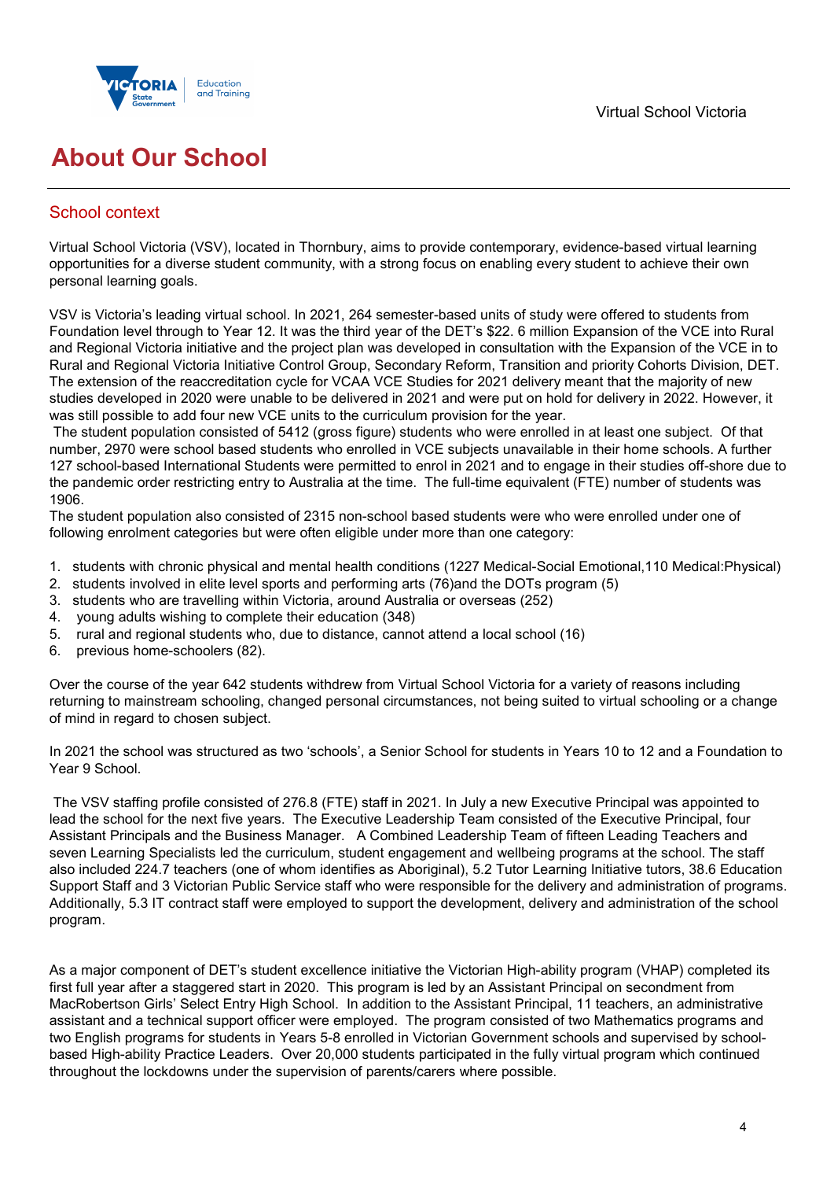# About Our School

## School context

Virtual School Victoria (VSV), located in Thornbury, aims to provide contemporary, evidence-based virtual learning opportunities for a diverse student community, with a strong focus on enabling every student to achieve their own personal learning goals.

VSV is Victoria's leading virtual school. In 2021, 264 semester-based units of study were offered to students from Foundation level through to Year 12. It was the third year of the DET's $22. 6 million Expansion of the VCE into Rural and Regional Victoria initiative and the project plan was developed in consultation with the Expansion of the VCE in to Rural and Regional Victoria Initiative Control Group, Secondary Reform, Transition and priority Cohorts Division, DET. The extension of the reaccreditation cycle for VCAA VCE Studies for 2021 delivery meant that the majority of new studies developed in 2020 were unable to be delivered in 2021 and were put on hold for delivery in 2022. However, it was still possible to add four new VCE units to the curriculum provision for the year.

The student population consisted of 5412 (gross figure) students who were enrolled in at least one subject. Of that number, 2970 were school based students who enrolled in VCE subjects unavailable in their home schools. A further 127 school-based International Students were permitted to enrol in 2021 and to engage in their studies off-shore due to the pandemic order restricting entry to Australia at the time. The full-time equivalent (FTE) number of students was 1906.

The student population also consisted of 2315 non-school based students were who were enrolled under one of following enrolment categories but were often eligible under more than one category:

1. students with chronic physical and mental health conditions (1227 Medical-Social Emotional,110 Medical:Physical)
2. students involved in elite level sports and performing arts (76)and the DOTs program (5)
3. students who are travelling within Victoria, around Australia or overseas (252)
4. young adults wishing to complete their education (348)
5. rural and regional students who, due to distance, cannot attend a local school (16)
6. previous home-schoolers (82).

Over the course of the year 642 students withdrew from Virtual School Victoria for a variety of reasons including returning to mainstream schooling, changed personal circumstances, not being suited to virtual schooling or a change of mind in regard to chosen subject.

In 2021 the school was structured as two 'schools', a Senior School for students in Years 10 to 12 and a Foundation to Year 9 School.

The VSV staffing profile consisted of 276.8 (FTE) staff in 2021. In July a new Executive Principal was appointed to lead the school for the next five years. The Executive Leadership Team consisted of the Executive Principal, four Assistant Principals and the Business Manager. A Combined Leadership Team of fifteen Leading Teachers and seven Learning Specialists led the curriculum, student engagement and wellbeing programs at the school. The staff also included 224.7 teachers (one of whom identifies as Aboriginal), 5.2 Tutor Learning Initiative tutors, 38.6 Education Support Staff and 3 Victorian Public Service staff who were responsible for the delivery and administration of programs. Additionally, 5.3 IT contract staff were employed to support the development, delivery and administration of the school program.

As a major component of DET's student excellence initiative the Victorian High-ability program (VHAP) completed its first full year after a staggered start in 2020. This program is led by an Assistant Principal on secondment from MacRobertson Girls' Select Entry High School. In addition to the Assistant Principal, 11 teachers, an administrative assistant and a technical support officer were employed. The program consisted of two Mathematics programs and two English programs for students in Years 5-8 enrolled in Victorian Government schools and supervised by school-based High-ability Practice Leaders. Over 20,000 students participated in the fully virtual program which continued throughout the lockdowns under the supervision of parents/carers where possible.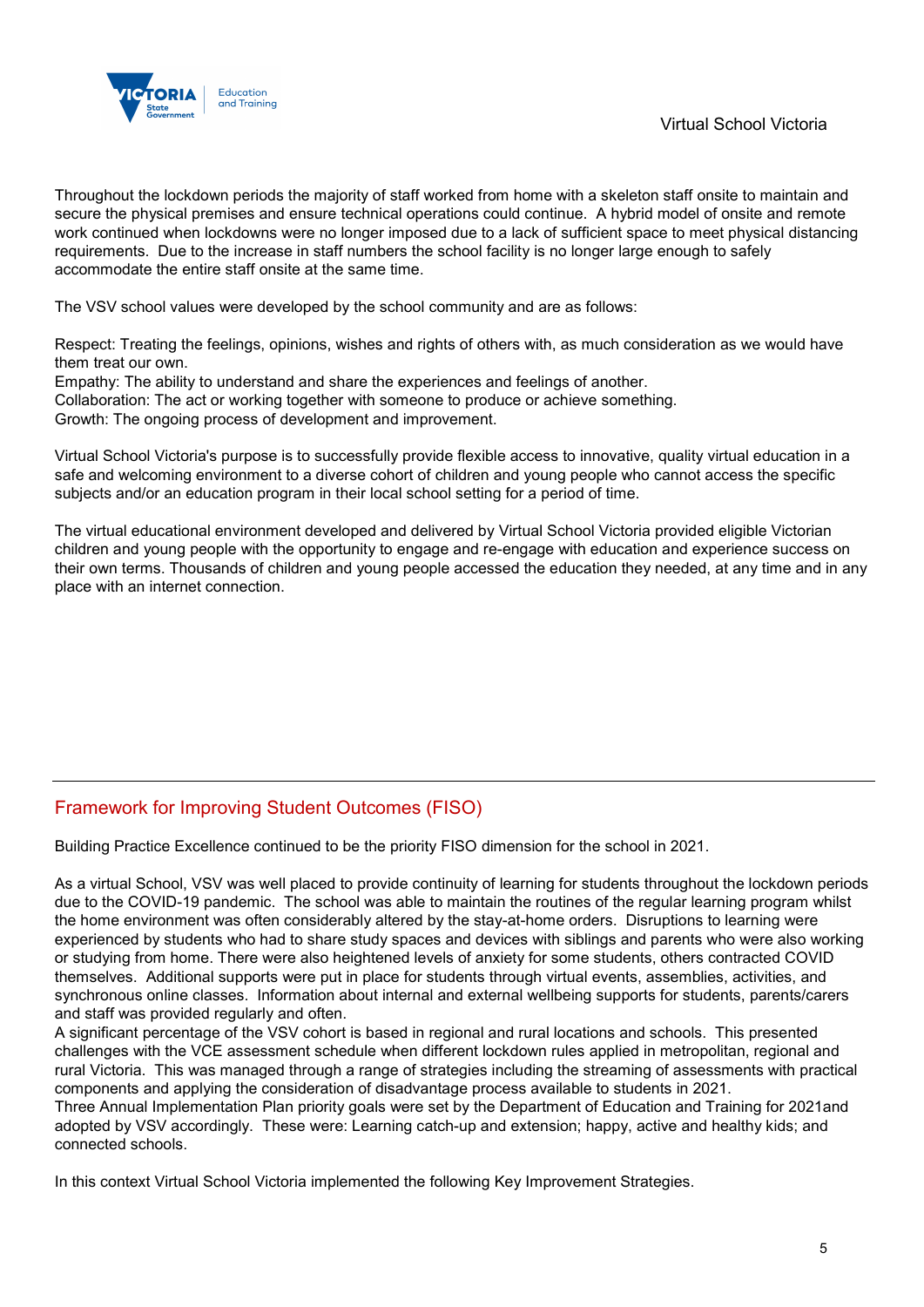Throughout the lockdown periods the majority of staff worked from home with a skeleton staff onsite to maintain and secure the physical premises and ensure technical operations could continue. A hybrid model of onsite and remote work continued when lockdowns were no longer imposed due to a lack of sufficient space to meet physical distancing requirements. Due to the increase in staff numbers the school facility is no longer large enough to safely accommodate the entire staff onsite at the same time.

The VSV school values were developed by the school community and are as follows:

Respect: Treating the feelings, opinions, wishes and rights of others with, as much consideration as we would have them treat our own.
Empathy: The ability to understand and share the experiences and feelings of another.
Collaboration: The act or working together with someone to produce or achieve something.
Growth: The ongoing process of development and improvement.

Virtual School Victoria's purpose is to successfully provide flexible access to innovative, quality virtual education in a safe and welcoming environment to a diverse cohort of children and young people who cannot access the specific subjects and/or an education program in their local school setting for a period of time.

The virtual educational environment developed and delivered by Virtual School Victoria provided eligible Victorian children and young people with the opportunity to engage and re-engage with education and experience success on their own terms. Thousands of children and young people accessed the education they needed, at any time and in any place with an internet connection.

## Framework for Improving Student Outcomes (FISO)

Building Practice Excellence continued to be the priority FISO dimension for the school in 2021.

As a virtual School, VSV was well placed to provide continuity of learning for students throughout the lockdown periods due to the COVID-19 pandemic. The school was able to maintain the routines of the regular learning program whilst the home environment was often considerably altered by the stay-at-home orders. Disruptions to learning were experienced by students who had to share study spaces and devices with siblings and parents who were also working or studying from home. There were also heightened levels of anxiety for some students, others contracted COVID themselves. Additional supports were put in place for students through virtual events, assemblies, activities, and synchronous online classes. Information about internal and external wellbeing supports for students, parents/carers and staff was provided regularly and often.
A significant percentage of the VSV cohort is based in regional and rural locations and schools. This presented challenges with the VCE assessment schedule when different lockdown rules applied in metropolitan, regional and rural Victoria. This was managed through a range of strategies including the streaming of assessments with practical components and applying the consideration of disadvantage process available to students in 2021.
Three Annual Implementation Plan priority goals were set by the Department of Education and Training for 2021and adopted by VSV accordingly. These were: Learning catch-up and extension; happy, active and healthy kids; and connected schools.

In this context Virtual School Victoria implemented the following Key Improvement Strategies.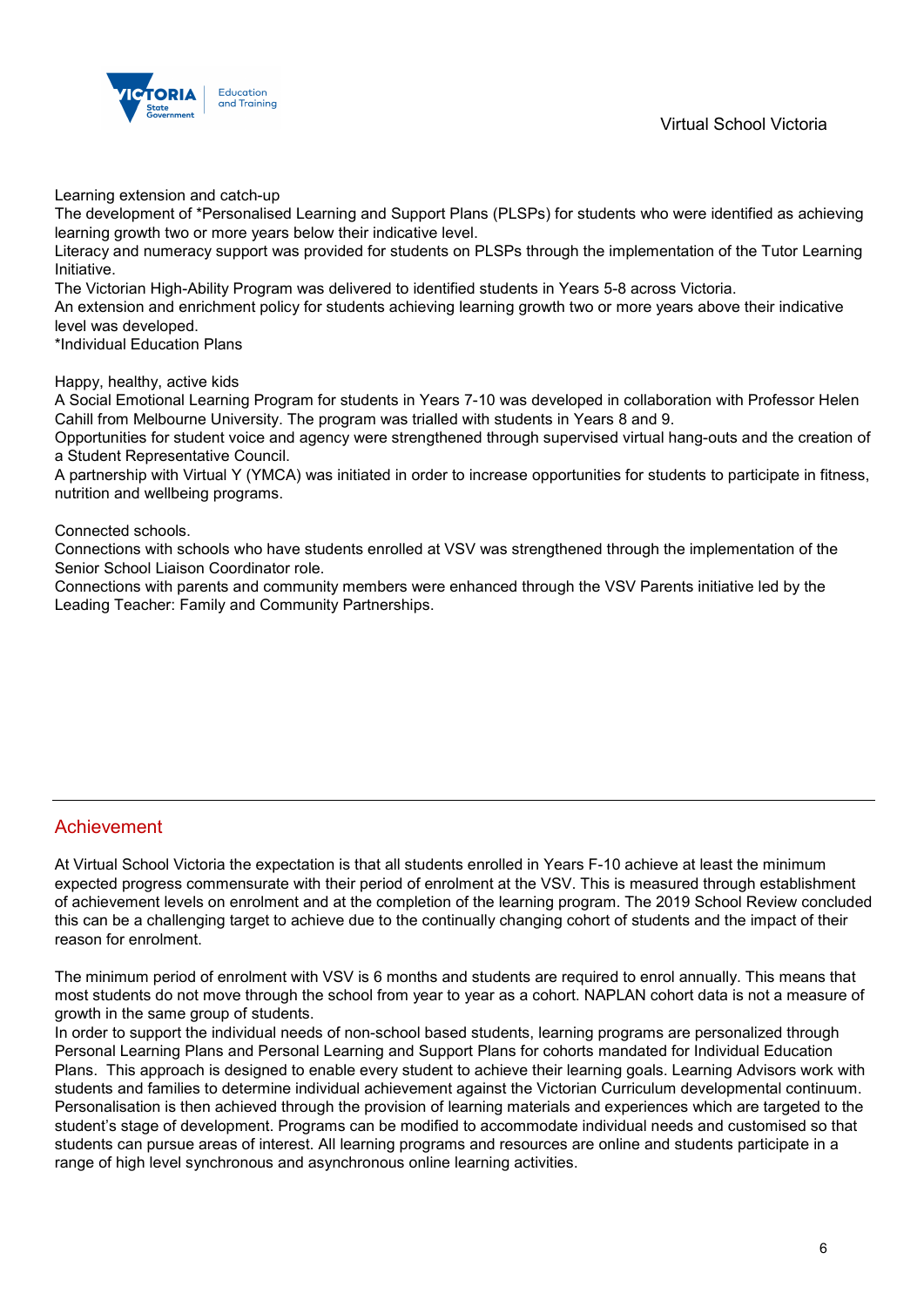Learning extension and catch-up

The development of *Personalised Learning and Support Plans (PLSPs) for students who were identified as achieving learning growth two or more years below their indicative level.

Literacy and numeracy support was provided for students on PLSPs through the implementation of the Tutor Learning Initiative.

The Victorian High-Ability Program was delivered to identified students in Years 5-8 across Victoria.

An extension and enrichment policy for students achieving learning growth two or more years above their indicative level was developed.

*Individual Education Plans

Happy, healthy, active kids

A Social Emotional Learning Program for students in Years 7-10 was developed in collaboration with Professor Helen Cahill from Melbourne University. The program was trialled with students in Years 8 and 9.

Opportunities for student voice and agency were strengthened through supervised virtual hang-outs and the creation of a Student Representative Council.

A partnership with Virtual Y (YMCA) was initiated in order to increase opportunities for students to participate in fitness, nutrition and wellbeing programs.

Connected schools.

Connections with schools who have students enrolled at VSV was strengthened through the implementation of the Senior School Liaison Coordinator role.

Connections with parents and community members were enhanced through the VSV Parents initiative led by the Leading Teacher: Family and Community Partnerships.

## Achievement

At Virtual School Victoria the expectation is that all students enrolled in Years F-10 achieve at least the minimum expected progress commensurate with their period of enrolment at the VSV. This is measured through establishment of achievement levels on enrolment and at the completion of the learning program. The 2019 School Review concluded this can be a challenging target to achieve due to the continually changing cohort of students and the impact of their reason for enrolment.

The minimum period of enrolment with VSV is 6 months and students are required to enrol annually. This means that most students do not move through the school from year to year as a cohort. NAPLAN cohort data is not a measure of growth in the same group of students.

In order to support the individual needs of non-school based students, learning programs are personalized through Personal Learning Plans and Personal Learning and Support Plans for cohorts mandated for Individual Education Plans. This approach is designed to enable every student to achieve their learning goals. Learning Advisors work with students and families to determine individual achievement against the Victorian Curriculum developmental continuum. Personalisation is then achieved through the provision of learning materials and experiences which are targeted to the student's stage of development. Programs can be modified to accommodate individual needs and customised so that students can pursue areas of interest. All learning programs and resources are online and students participate in a range of high level synchronous and asynchronous online learning activities.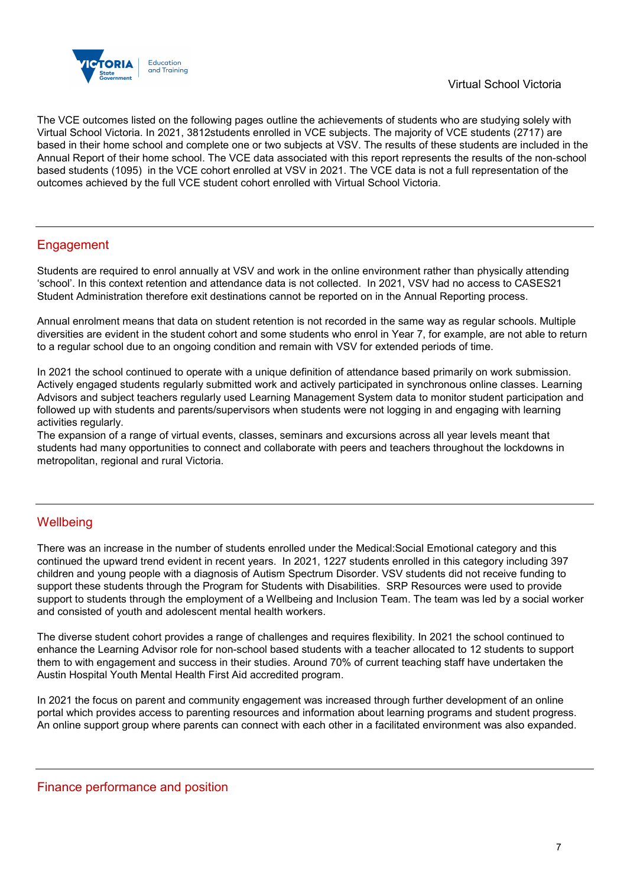The VCE outcomes listed on the following pages outline the achievements of students who are studying solely with Virtual School Victoria. In 2021, 3812students enrolled in VCE subjects. The majority of VCE students (2717) are based in their home school and complete one or two subjects at VSV. The results of these students are included in the Annual Report of their home school. The VCE data associated with this report represents the results of the non-school based students (1095) in the VCE cohort enrolled at VSV in 2021. The VCE data is not a full representation of the outcomes achieved by the full VCE student cohort enrolled with Virtual School Victoria.

## Engagement

Students are required to enrol annually at VSV and work in the online environment rather than physically attending 'school'. In this context retention and attendance data is not collected. In 2021, VSV had no access to CASES21 Student Administration therefore exit destinations cannot be reported on in the Annual Reporting process.

Annual enrolment means that data on student retention is not recorded in the same way as regular schools. Multiple diversities are evident in the student cohort and some students who enrol in Year 7, for example, are not able to return to a regular school due to an ongoing condition and remain with VSV for extended periods of time.

In 2021 the school continued to operate with a unique definition of attendance based primarily on work submission. Actively engaged students regularly submitted work and actively participated in synchronous online classes. Learning Advisors and subject teachers regularly used Learning Management System data to monitor student participation and followed up with students and parents/supervisors when students were not logging in and engaging with learning activities regularly.
The expansion of a range of virtual events, classes, seminars and excursions across all year levels meant that students had many opportunities to connect and collaborate with peers and teachers throughout the lockdowns in metropolitan, regional and rural Victoria.

## Wellbeing

There was an increase in the number of students enrolled under the Medical:Social Emotional category and this continued the upward trend evident in recent years. In 2021, 1227 students enrolled in this category including 397 children and young people with a diagnosis of Autism Spectrum Disorder. VSV students did not receive funding to support these students through the Program for Students with Disabilities. SRP Resources were used to provide support to students through the employment of a Wellbeing and Inclusion Team. The team was led by a social worker and consisted of youth and adolescent mental health workers.

The diverse student cohort provides a range of challenges and requires flexibility. In 2021 the school continued to enhance the Learning Advisor role for non-school based students with a teacher allocated to 12 students to support them to with engagement and success in their studies. Around 70% of current teaching staff have undertaken the Austin Hospital Youth Mental Health First Aid accredited program.

In 2021 the focus on parent and community engagement was increased through further development of an online portal which provides access to parenting resources and information about learning programs and student progress. An online support group where parents can connect with each other in a facilitated environment was also expanded.

## Finance performance and position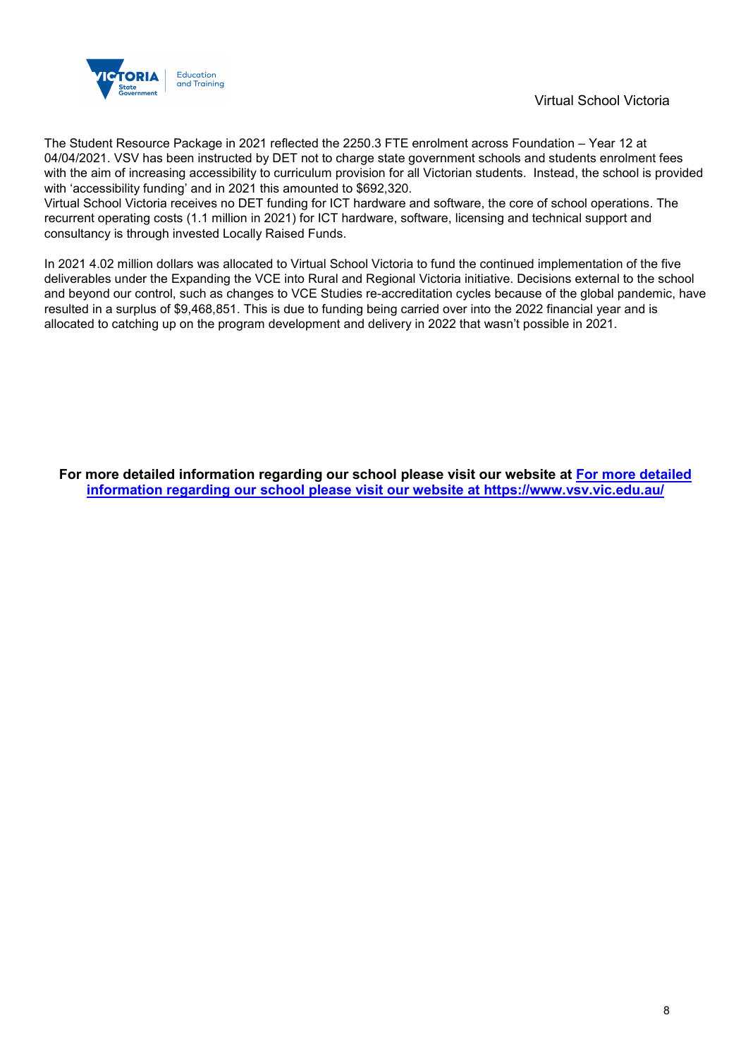The Student Resource Package in 2021 reflected the 2250.3 FTE enrolment across Foundation – Year 12 at 04/04/2021. VSV has been instructed by DET not to charge state government schools and students enrolment fees with the aim of increasing accessibility to curriculum provision for all Victorian students. Instead, the school is provided with 'accessibility funding' and in 2021 this amounted to $692,320.
Virtual School Victoria receives no DET funding for ICT hardware and software, the core of school operations. The recurrent operating costs (1.1 million in 2021) for ICT hardware, software, licensing and technical support and consultancy is through invested Locally Raised Funds.

In 2021 4.02 million dollars was allocated to Virtual School Victoria to fund the continued implementation of the five deliverables under the Expanding the VCE into Rural and Regional Victoria initiative. Decisions external to the school and beyond our control, such as changes to VCE Studies re-accreditation cycles because of the global pandemic, have resulted in a surplus of $9,468,851. This is due to funding being carried over into the 2022 financial year and is allocated to catching up on the program development and delivery in 2022 that wasn't possible in 2021.

**For more detailed information regarding our school please visit our website at [For more detailed information regarding our school please visit our website at https://www.vsv.vic.edu.au/](https://www.vsv.vic.edu.au/)**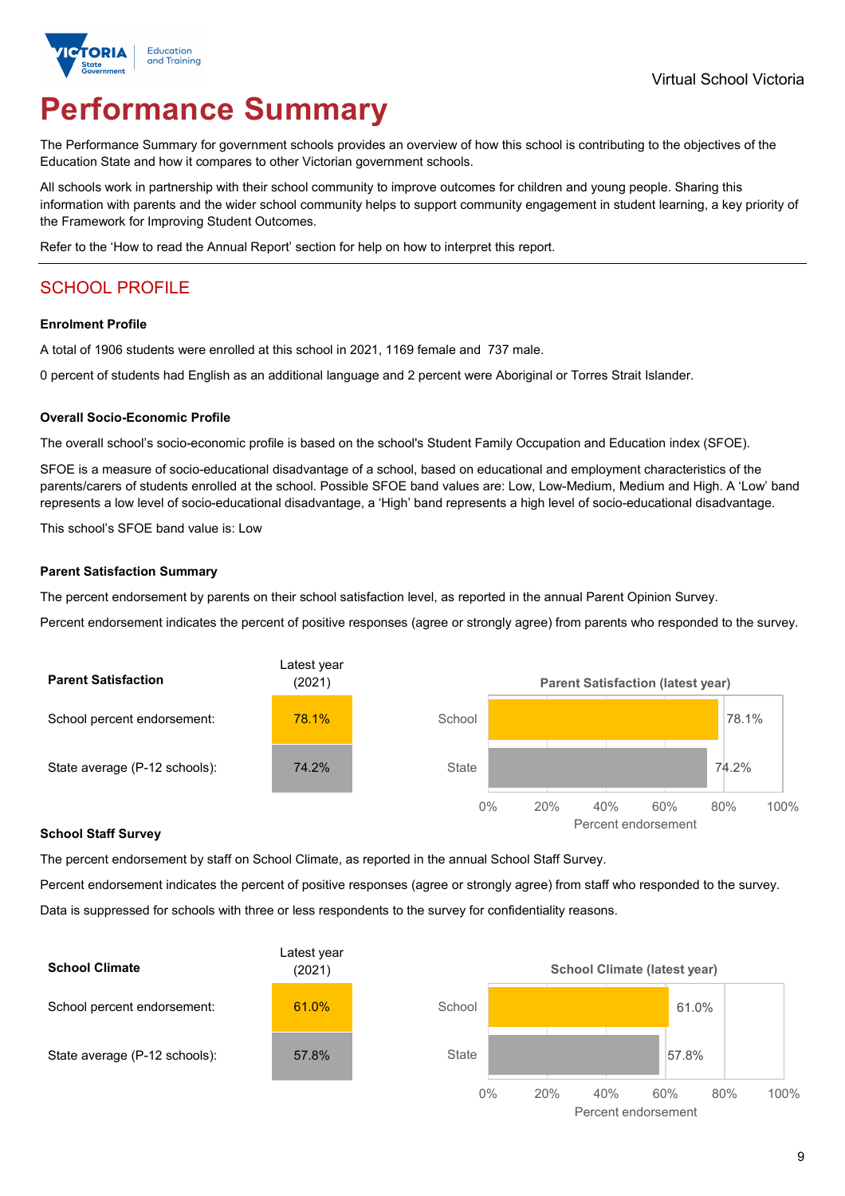Virtual School Victoria

# Performance Summary

The Performance Summary for government schools provides an overview of how this school is contributing to the objectives of the Education State and how it compares to other Victorian government schools.

All schools work in partnership with their school community to improve outcomes for children and young people. Sharing this information with parents and the wider school community helps to support community engagement in student learning, a key priority of the Framework for Improving Student Outcomes.

Refer to the 'How to read the Annual Report' section for help on how to interpret this report.

## SCHOOL PROFILE

### Enrolment Profile

A total of 1906 students were enrolled at this school in 2021, 1169 female and 737 male.

0 percent of students had English as an additional language and 2 percent were Aboriginal or Torres Strait Islander.

### Overall Socio-Economic Profile

The overall school's socio-economic profile is based on the school's Student Family Occupation and Education index (SFOE).

SFOE is a measure of socio-educational disadvantage of a school, based on educational and employment characteristics of the parents/carers of students enrolled at the school. Possible SFOE band values are: Low, Low-Medium, Medium and High. A 'Low' band represents a low level of socio-educational disadvantage, a 'High' band represents a high level of socio-educational disadvantage.

This school's SFOE band value is: Low

### Parent Satisfaction Summary

The percent endorsement by parents on their school satisfaction level, as reported in the annual Parent Opinion Survey.

Percent endorsement indicates the percent of positive responses (agree or strongly agree) from parents who responded to the survey.

| Parent Satisfaction | Latest year (2021) |
|---|---|
| School percent endorsement: | 78.1% |
| State average (P-12 schools): | 74.2% |

Parent Satisfaction (latest year)

School 78.1%

State 74.2%

0% 20% 40% 60% 80% 100%

Percent endorsement

### School Staff Survey

The percent endorsement by staff on School Climate, as reported in the annual School Staff Survey.

Percent endorsement indicates the percent of positive responses (agree or strongly agree) from staff who responded to the survey.

Data is suppressed for schools with three or less respondents to the survey for confidentiality reasons.

| School Climate | Latest year (2021) |
|---|---|
| School percent endorsement: | 61.0% |
| State average (P-12 schools): | 57.8% |

School Climate (latest year)

School 61.0%

State 57.8%

0% 20% 40% 60% 80% 100%

Percent endorsement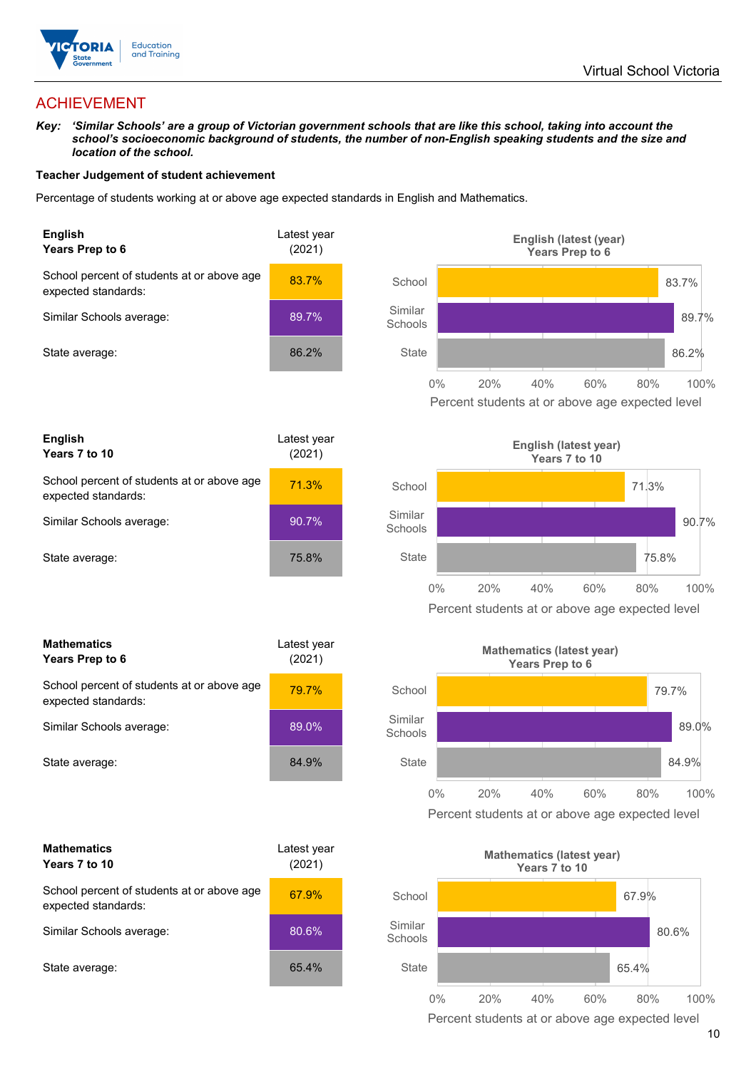## ACHIEVEMENT

***Key:*** ***'Similar Schools' are a group of Victorian government schools that are like this school, taking into account the school's socioeconomic background of students, the number of non-English speaking students and the size and location of the school.***

**Teacher Judgement of student achievement**

Percentage of students working at or above age expected standards in English and Mathematics.

| **English Years Prep to 6** | Latest year (2021) |
|---|---|
| School percent of students at or above age expected standards: | 83.7% |
| Similar Schools average: | 89.7% |
| State average: | 86.2% |

English (latest (year)
Years Prep to 6
School 83.7%
Similar Schools 89.7%
State 86.2%
0% 20% 40% 60% 80% 100%
Percent students at or above age expected level

| **English Years 7 to 10** | Latest year (2021) |
|---|---|
| School percent of students at or above age expected standards: | 71.3% |
| Similar Schools average: | 90.7% |
| State average: | 75.8% |

English (latest year)
Years 7 to 10
School 71.3%
Similar Schools 90.7%
State 75.8%
0% 20% 40% 60% 80% 100%
Percent students at or above age expected level

| **Mathematics Years Prep to 6** | Latest year (2021) |
|---|---|
| School percent of students at or above age expected standards: | 79.7% |
| Similar Schools average: | 89.0% |
| State average: | 84.9% |

Mathematics (latest year)
Years Prep to 6
School 79.7%
Similar Schools 89.0%
State 84.9%
0% 20% 40% 60% 80% 100%
Percent students at or above age expected level

| **Mathematics Years 7 to 10** | Latest year (2021) |
|---|---|
| School percent of students at or above age expected standards: | 67.9% |
| Similar Schools average: | 80.6% |
| State average: | 65.4% |

Mathematics (latest year)
Years 7 to 10
School 67.9%
Similar Schools 80.6%
State 65.4%
0% 20% 40% 60% 80% 100%
Percent students at or above age expected level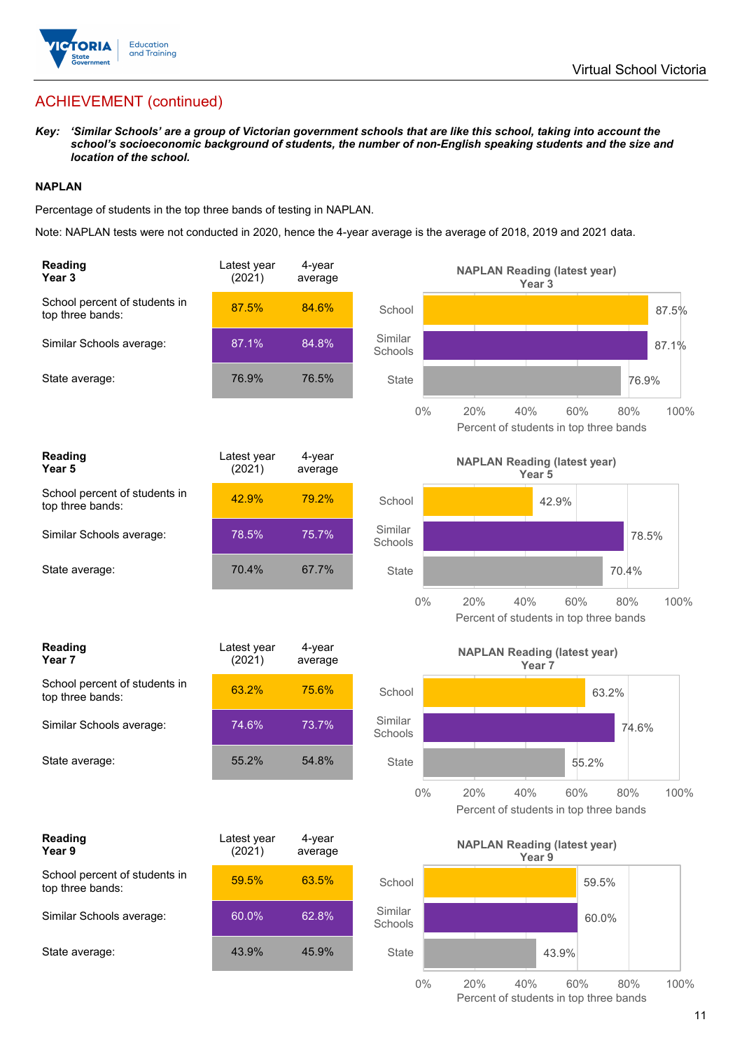## ACHIEVEMENT (continued)

***Key:*** ***'Similar Schools' are a group of Victorian government schools that are like this school, taking into account the school's socioeconomic background of students, the number of non-English speaking students and the size and location of the school.***

### NAPLAN

Percentage of students in the top three bands of testing in NAPLAN.

Note: NAPLAN tests were not conducted in 2020, hence the 4-year average is the average of 2018, 2019 and 2021 data.

| Reading Year 3 | Latest year (2021) | 4-year average |
|---|---|---|
| School percent of students in top three bands: | 87.5% | 84.6% |
| Similar Schools average: | 87.1% | 84.8% |
| State average: | 76.9% | 76.5% |

NAPLAN Reading (latest year)
Year 3
School 87.5%
Similar Schools 87.1%
State 76.9%
0% 20% 40% 60% 80% 100%
Percent of students in top three bands

| Reading Year 5 | Latest year (2021) | 4-year average |
|---|---|---|
| School percent of students in top three bands: | 42.9% | 79.2% |
| Similar Schools average: | 78.5% | 75.7% |
| State average: | 70.4% | 67.7% |

NAPLAN Reading (latest year)
Year 5
School 42.9%
Similar Schools 78.5%
State 70.4%
0% 20% 40% 60% 80% 100%
Percent of students in top three bands

| Reading Year 7 | Latest year (2021) | 4-year average |
|---|---|---|
| School percent of students in top three bands: | 63.2% | 75.6% |
| Similar Schools average: | 74.6% | 73.7% |
| State average: | 55.2% | 54.8% |

NAPLAN Reading (latest year)
Year 7
School 63.2%
Similar Schools 74.6%
State 55.2%
0% 20% 40% 60% 80% 100%
Percent of students in top three bands

| Reading Year 9 | Latest year (2021) | 4-year average |
|---|---|---|
| School percent of students in top three bands: | 59.5% | 63.5% |
| Similar Schools average: | 60.0% | 62.8% |
| State average: | 43.9% | 45.9% |

NAPLAN Reading (latest year)
Year 9
School 59.5%
Similar Schools 60.0%
State 43.9%
0% 20% 40% 60% 80% 100%
Percent of students in top three bands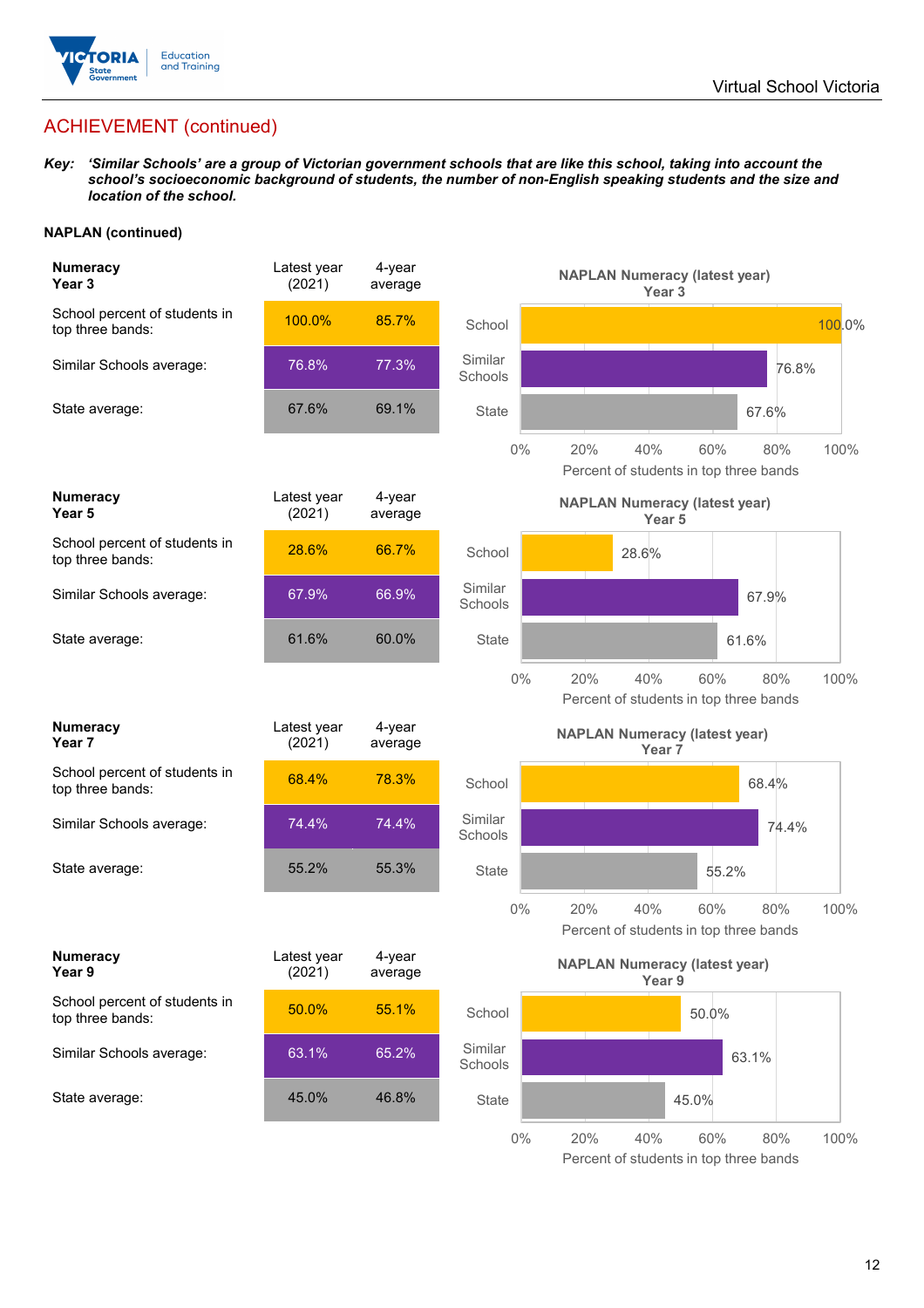## ACHIEVEMENT (continued)

***Key:*** ***'Similar Schools' are a group of Victorian government schools that are like this school, taking into account the school's socioeconomic background of students, the number of non-English speaking students and the size and location of the school.***

**NAPLAN (continued)**

| **Numeracy Year 3** | Latest year (2021) | 4-year average |
|---|---|---|
| School percent of students in top three bands: | 100.0% | 85.7% |
| Similar Schools average: | 76.8% | 77.3% |
| State average: | 67.6% | 69.1% |

NAPLAN Numeracy (latest year)
Year 3

School 100.0%
Similar Schools 76.8%
State 67.6%

0% 20% 40% 60% 80% 100%
Percent of students in top three bands

| **Numeracy Year 5** | Latest year (2021) | 4-year average |
|---|---|---|
| School percent of students in top three bands: | 28.6% | 66.7% |
| Similar Schools average: | 67.9% | 66.9% |
| State average: | 61.6% | 60.0% |

NAPLAN Numeracy (latest year)
Year 5

School 28.6%
Similar Schools 67.9%
State 61.6%

0% 20% 40% 60% 80% 100%
Percent of students in top three bands

| **Numeracy Year 7** | Latest year (2021) | 4-year average |
|---|---|---|
| School percent of students in top three bands: | 68.4% | 78.3% |
| Similar Schools average: | 74.4% | 74.4% |
| State average: | 55.2% | 55.3% |

NAPLAN Numeracy (latest year)
Year 7

School 68.4%
Similar Schools 74.4%
State 55.2%

0% 20% 40% 60% 80% 100%
Percent of students in top three bands

| **Numeracy Year 9** | Latest year (2021) | 4-year average |
|---|---|---|
| School percent of students in top three bands: | 50.0% | 55.1% |
| Similar Schools average: | 63.1% | 65.2% |
| State average: | 45.0% | 46.8% |

NAPLAN Numeracy (latest year)
Year 9

School 50.0%
Similar Schools 63.1%
State 45.0%

0% 20% 40% 60% 80% 100%
Percent of students in top three bands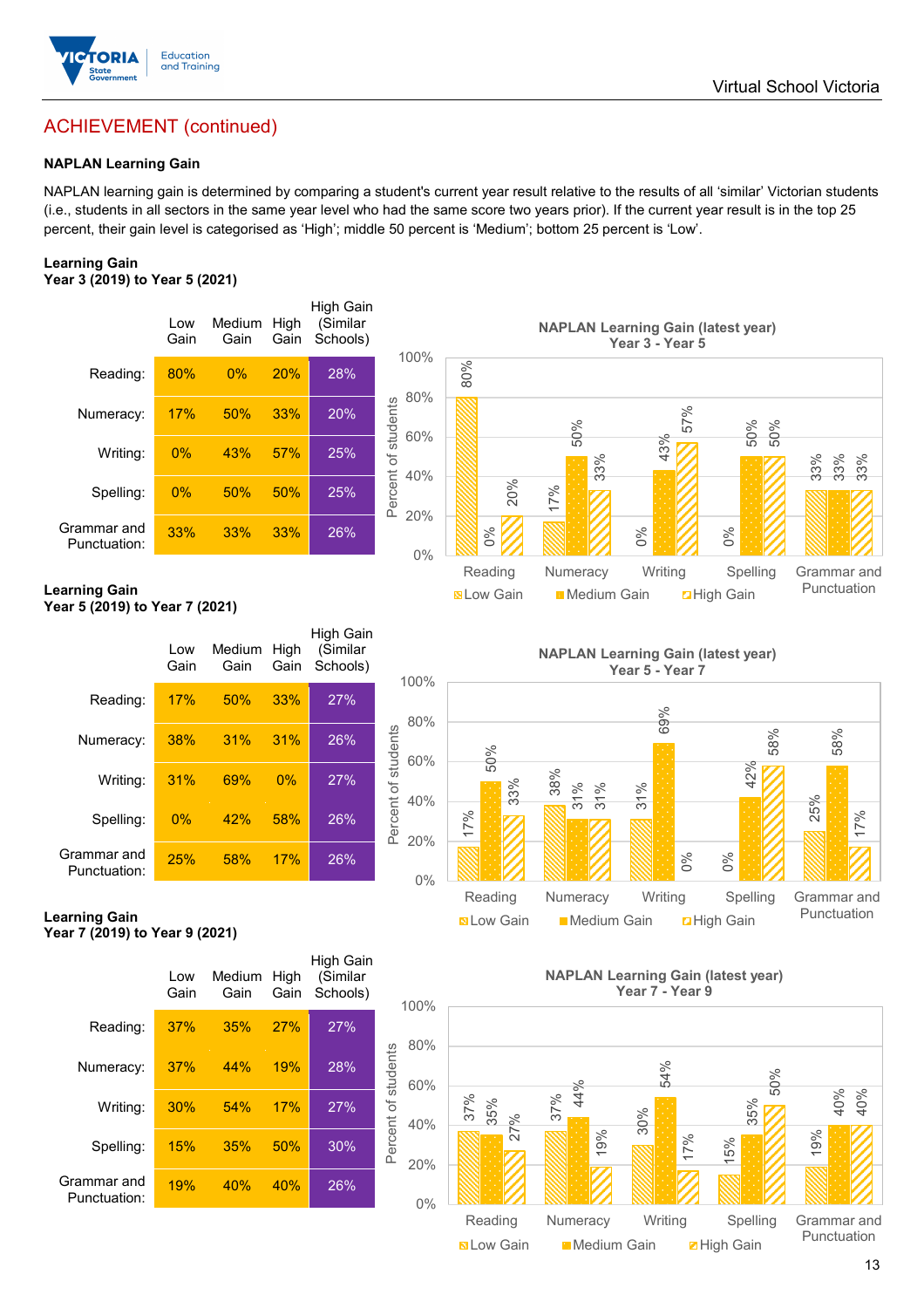## ACHIEVEMENT (continued)

**NAPLAN Learning Gain**

NAPLAN learning gain is determined by comparing a student's current year result relative to the results of all 'similar' Victorian students (i.e., students in all sectors in the same year level who had the same score two years prior). If the current year result is in the top 25 percent, their gain level is categorised as 'High'; middle 50 percent is 'Medium'; bottom 25 percent is 'Low'.

**Learning Gain**
**Year 3 (2019) to Year 5 (2021)**

| | Low Gain | Medium Gain | High Gain | High Gain (Similar Schools) |
|---|---|---|---|---|
| Reading: | 80% | 0% | 20% | 28% |
| Numeracy: | 17% | 50% | 33% | 20% |
| Writing: | 0% | 43% | 57% | 25% |
| Spelling: | 0% | 50% | 50% | 25% |
| Grammar and Punctuation: | 33% | 33% | 33% | 26% |

NAPLAN Learning Gain (latest year)
Year 3 - Year 5

100%
80%
60%
40%
20%
0%
Percent of students

80% 0% 20%
17% 50% 33%
0% 43% 57%
0% 50% 50%
33% 33% 33%

Reading
Numeracy
Writing
Spelling
Grammar and Punctuation

Low Gain
Medium Gain
High Gain

**Learning Gain**
**Year 5 (2019) to Year 7 (2021)**

| | Low Gain | Medium Gain | High Gain | High Gain (Similar Schools) |
|---|---|---|---|---|
| Reading: | 17% | 50% | 33% | 27% |
| Numeracy: | 38% | 31% | 31% | 26% |
| Writing: | 31% | 69% | 0% | 27% |
| Spelling: | 0% | 42% | 58% | 26% |
| Grammar and Punctuation: | 25% | 58% | 17% | 26% |

NAPLAN Learning Gain (latest year)
Year 5 - Year 7

100%
80%
60%
40%
20%
0%
Percent of students

17% 50% 33%
38% 31% 31%
31% 69% 0%
0% 42% 58%
25% 58% 17%

Reading
Numeracy
Writing
Spelling
Grammar and Punctuation

Low Gain
Medium Gain
High Gain

**Learning Gain**
**Year 7 (2019) to Year 9 (2021)**

| | Low Gain | Medium Gain | High Gain | High Gain (Similar Schools) |
|---|---|---|---|---|
| Reading: | 37% | 35% | 27% | 27% |
| Numeracy: | 37% | 44% | 19% | 28% |
| Writing: | 30% | 54% | 17% | 27% |
| Spelling: | 15% | 35% | 50% | 30% |
| Grammar and Punctuation: | 19% | 40% | 40% | 26% |

NAPLAN Learning Gain (latest year)
Year 7 - Year 9

100%
80%
60%
40%
20%
0%
Percent of students

37% 35% 27%
37% 44% 19%
30% 54% 17%
15% 35% 50%
19% 40% 40%

Reading
Numeracy
Writing
Spelling
Grammar and Punctuation

Low Gain
Medium Gain
High Gain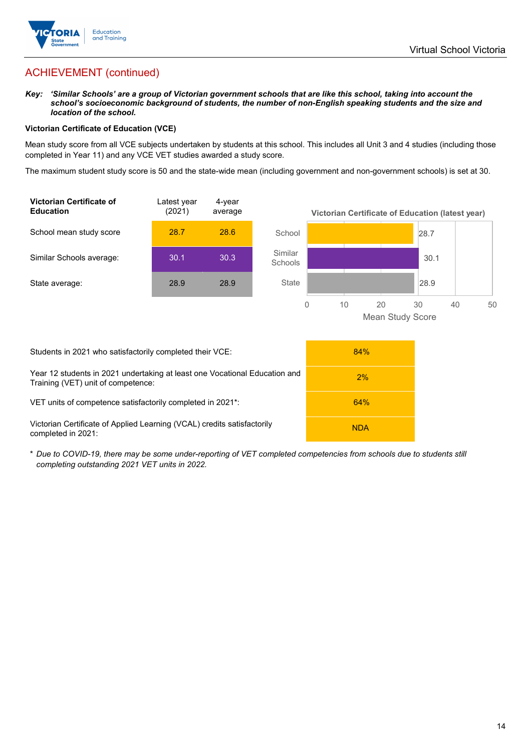## ACHIEVEMENT (continued)

***Key:** 'Similar Schools' are a group of Victorian government schools that are like this school, taking into account the school's socioeconomic background of students, the number of non-English speaking students and the size and location of the school.*

**Victorian Certificate of Education (VCE)**

Mean study score from all VCE subjects undertaken by students at this school. This includes all Unit 3 and 4 studies (including those completed in Year 11) and any VCE VET studies awarded a study score.

The maximum student study score is 50 and the state-wide mean (including government and non-government schools) is set at 30.

| Victorian Certificate of Education | Latest year (2021) | 4-year average |
|---|---|---|
| School mean study score | 28.7 | 28.6 |
| Similar Schools average: | 30.1 | 30.3 |
| State average: | 28.9 | 28.9 |

Victorian Certificate of Education (latest year)

School 28.7

Similar Schools 30.1

State 28.9

0 10 20 30 40 50

Mean Study Score

| | |
|---|---|
| Students in 2021 who satisfactorily completed their VCE: | 84% |
| Year 12 students in 2021 undertaking at least one Vocational Education and Training (VET) unit of competence: | 2% |
| VET units of competence satisfactorily completed in 2021*: | 64% |
| Victorian Certificate of Applied Learning (VCAL) credits satisfactorily completed in 2021: | NDA |

\* *Due to COVID-19, there may be some under-reporting of VET completed competencies from schools due to students still completing outstanding 2021 VET units in 2022.*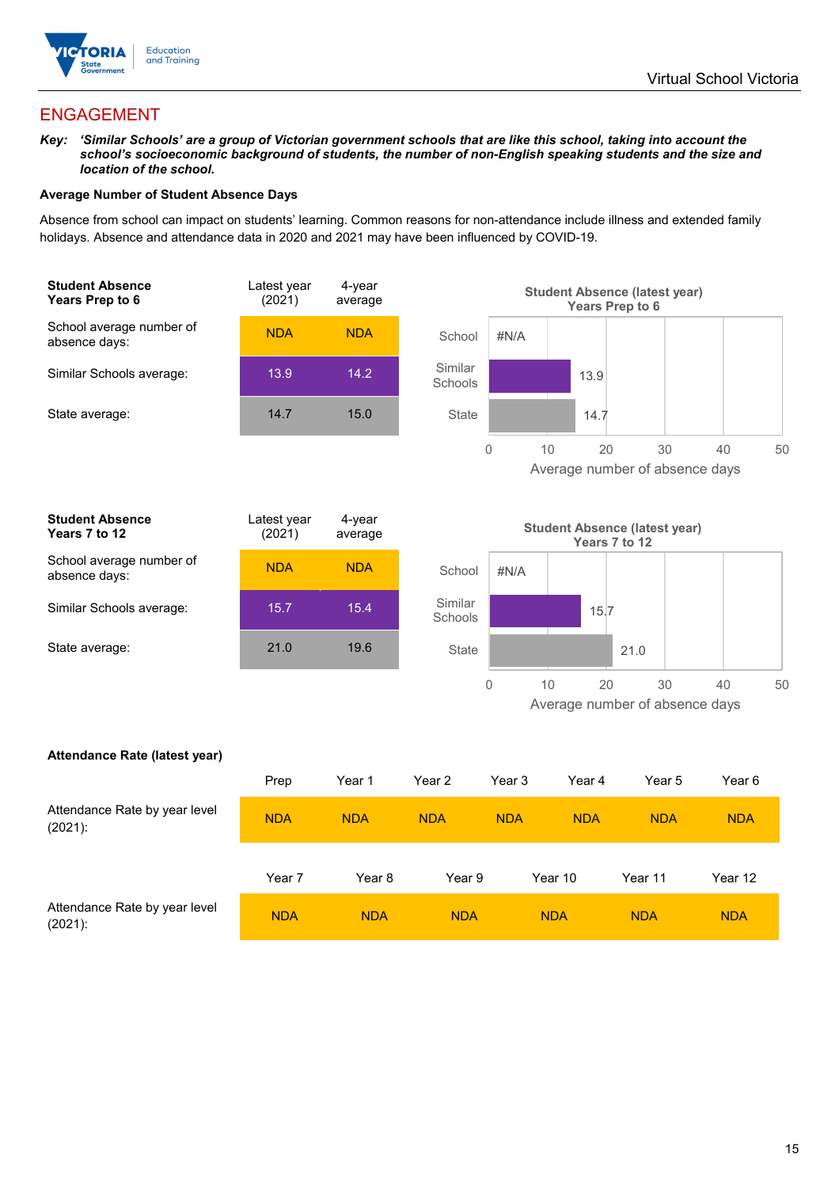## ENGAGEMENT

***Key:** 'Similar Schools' are a group of Victorian government schools that are like this school, taking into account the school's socioeconomic background of students, the number of non-English speaking students and the size and location of the school.*

**Average Number of Student Absence Days**

Absence from school can impact on students' learning. Common reasons for non-attendance include illness and extended family holidays. Absence and attendance data in 2020 and 2021 may have been influenced by COVID-19.

| **Student Absence Years Prep to 6** | Latest year (2021) | 4-year average |
|---|---|---|
| School average number of absence days: | NDA | NDA |
| Similar Schools average: | 13.9 | 14.2 |
| State average: | 14.7 | 15.0 |

Student Absence (latest year)
Years Prep to 6
School #N/A
Similar Schools 13.9
State 14.7
0 10 20 30 40 50
Average number of absence days

| **Student Absence Years 7 to 12** | Latest year (2021) | 4-year average |
|---|---|---|
| School average number of absence days: | NDA | NDA |
| Similar Schools average: | 15.7 | 15.4 |
| State average: | 21.0 | 19.6 |

Student Absence (latest year)
Years 7 to 12
School #N/A
Similar Schools 15.7
State 21.0
0 10 20 30 40 50
Average number of absence days

**Attendance Rate (latest year)**

| | Prep | Year 1 | Year 2 | Year 3 | Year 4 | Year 5 | Year 6 |
|---|---|---|---|---|---|---|---|
| Attendance Rate by year level (2021): | NDA | NDA | NDA | NDA | NDA | NDA | NDA |

| | Year 7 | Year 8 | Year 9 | Year 10 | Year 11 | Year 12 |
|---|---|---|---|---|---|---|
| Attendance Rate by year level (2021): | NDA | NDA | NDA | NDA | NDA | NDA |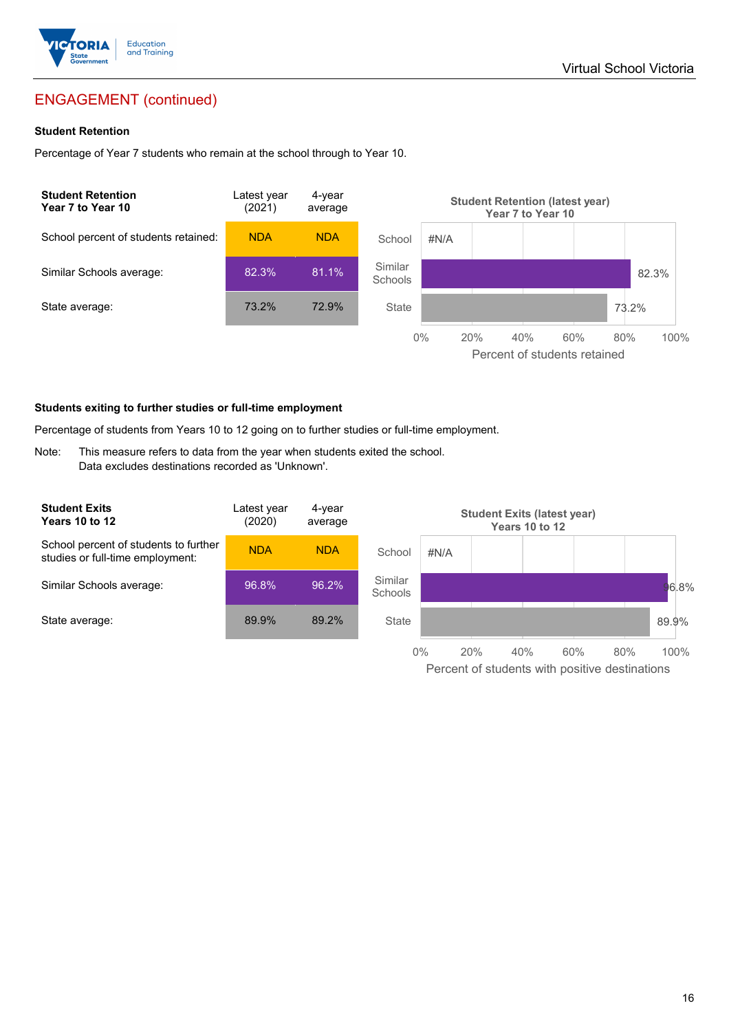## ENGAGEMENT (continued)

### Student Retention

Percentage of Year 7 students who remain at the school through to Year 10.

| Student Retention Year 7 to Year 10 | Latest year (2021) | 4-year average |
|---|---|---|
| School percent of students retained: | NDA | NDA |
| Similar Schools average: | 82.3% | 81.1% |
| State average: | 73.2% | 72.9% |

Student Retention (latest year)
Year 7 to Year 10

School
#N/A
Similar Schools
82.3%
State
73.2%

0%
20%
40%
60%
80%
100%

Percent of students retained

### Students exiting to further studies or full-time employment

Percentage of students from Years 10 to 12 going on to further studies or full-time employment.

Note: This measure refers to data from the year when students exited the school.
Data excludes destinations recorded as 'Unknown'.

| Student Exits Years 10 to 12 | Latest year (2020) | 4-year average |
|---|---|---|
| School percent of students to further studies or full-time employment: | NDA | NDA |
| Similar Schools average: | 96.8% | 96.2% |
| State average: | 89.9% | 89.2% |

Student Exits (latest year)
Years 10 to 12

School
#N/A
Similar Schools
96.8%
State
89.9%

0%
20%
40%
60%
80%
100%

Percent of students with positive destinations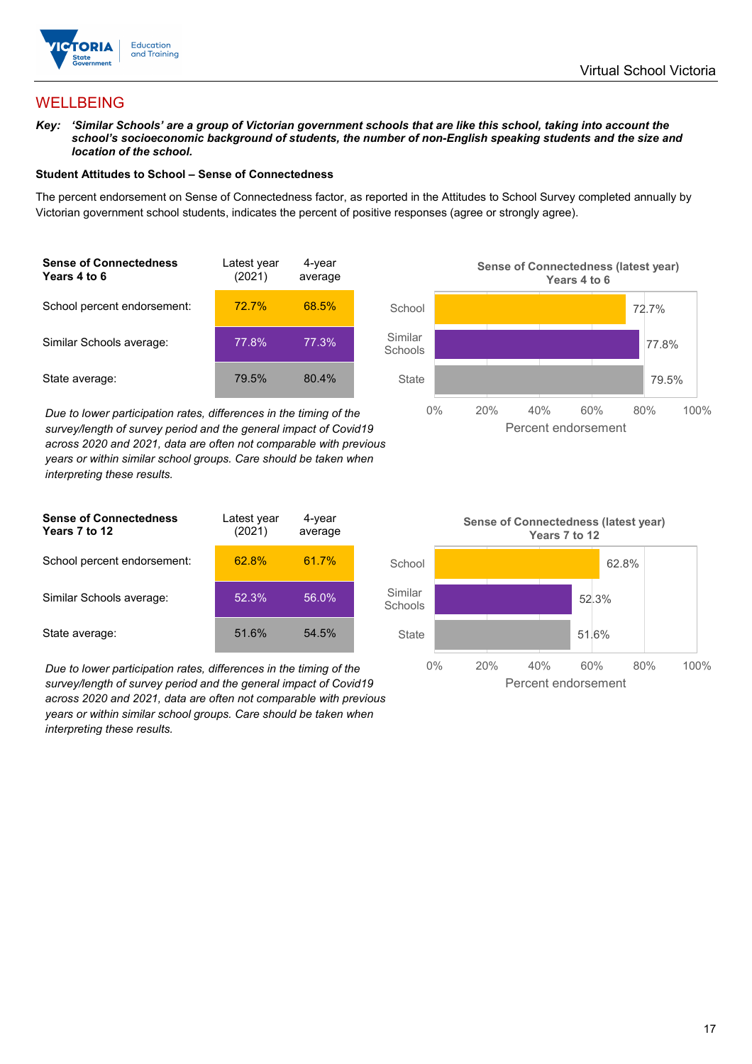## WELLBEING

***Key:*** ***'Similar Schools' are a group of Victorian government schools that are like this school, taking into account the school's socioeconomic background of students, the number of non-English speaking students and the size and location of the school.***

**Student Attitudes to School – Sense of Connectedness**

The percent endorsement on Sense of Connectedness factor, as reported in the Attitudes to School Survey completed annually by Victorian government school students, indicates the percent of positive responses (agree or strongly agree).

| **Sense of Connectedness Years 4 to 6** | Latest year (2021) | 4-year average |
|---|---|---|
| School percent endorsement: | 72.7% | 68.5% |
| Similar Schools average: | 77.8% | 77.3% |
| State average: | 79.5% | 80.4% |

*Due to lower participation rates, differences in the timing of the survey/length of survey period and the general impact of Covid19 across 2020 and 2021, data are often not comparable with previous years or within similar school groups. Care should be taken when interpreting these results.*

Sense of Connectedness (latest year)
Years 4 to 6

School 72.7%
Similar Schools 77.8%
State 79.5%

0% 20% 40% 60% 80% 100%
Percent endorsement

| **Sense of Connectedness Years 7 to 12** | Latest year (2021) | 4-year average |
|---|---|---|
| School percent endorsement: | 62.8% | 61.7% |
| Similar Schools average: | 52.3% | 56.0% |
| State average: | 51.6% | 54.5% |

*Due to lower participation rates, differences in the timing of the survey/length of survey period and the general impact of Covid19 across 2020 and 2021, data are often not comparable with previous years or within similar school groups. Care should be taken when interpreting these results.*

Sense of Connectedness (latest year)
Years 7 to 12

School 62.8%
Similar Schools 52.3%
State 51.6%

0% 20% 40% 60% 80% 100%
Percent endorsement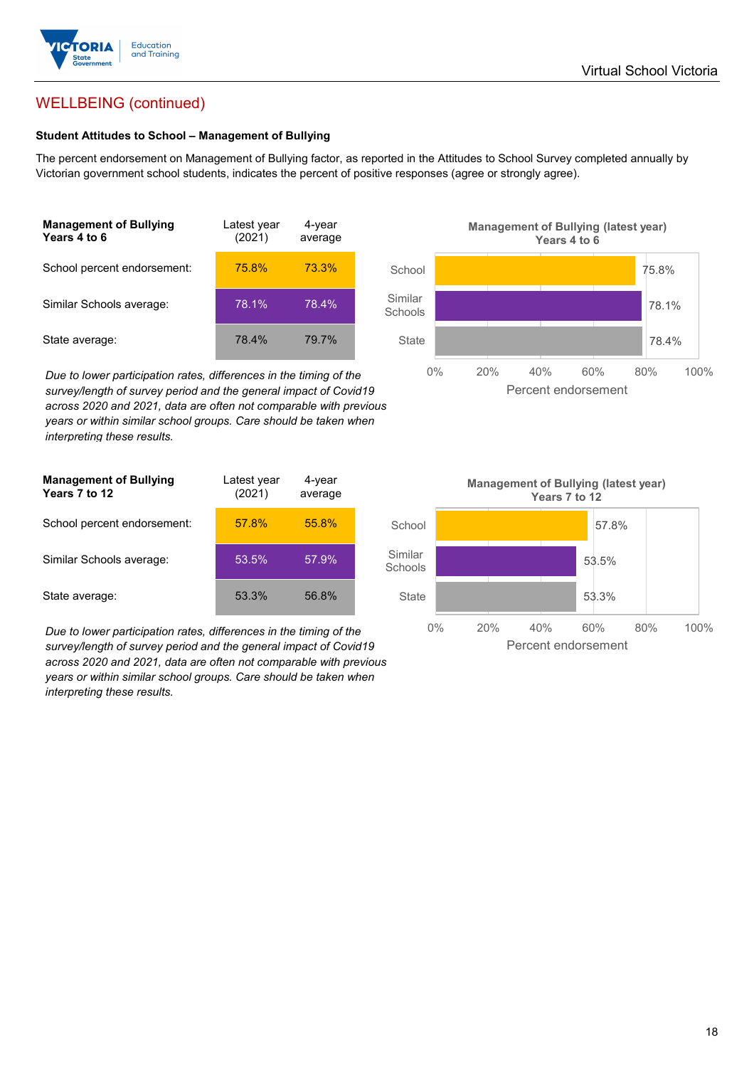## WELLBEING (continued)

**Student Attitudes to School – Management of Bullying**

The percent endorsement on Management of Bullying factor, as reported in the Attitudes to School Survey completed annually by Victorian government school students, indicates the percent of positive responses (agree or strongly agree).

| **Management of Bullying Years 4 to 6** | Latest year (2021) | 4-year average |
|---|---|---|
| School percent endorsement: | 75.8% | 73.3% |
| Similar Schools average: | 78.1% | 78.4% |
| State average: | 78.4% | 79.7% |

*Due to lower participation rates, differences in the timing of the survey/length of survey period and the general impact of Covid19 across 2020 and 2021, data are often not comparable with previous years or within similar school groups. Care should be taken when interpreting these results.*

Management of Bullying (latest year)
Years 4 to 6

School
Similar Schools
State

75.8%
78.1%
78.4%

0%
20%
40%
60%
80%
100%

Percent endorsement

| **Management of Bullying Years 7 to 12** | Latest year (2021) | 4-year average |
|---|---|---|
| School percent endorsement: | 57.8% | 55.8% |
| Similar Schools average: | 53.5% | 57.9% |
| State average: | 53.3% | 56.8% |

*Due to lower participation rates, differences in the timing of the survey/length of survey period and the general impact of Covid19 across 2020 and 2021, data are often not comparable with previous years or within similar school groups. Care should be taken when interpreting these results.*

Management of Bullying (latest year)
Years 7 to 12

School
Similar Schools
State

57.8%
53.5%
53.3%

0%
20%
40%
60%
80%
100%

Percent endorsement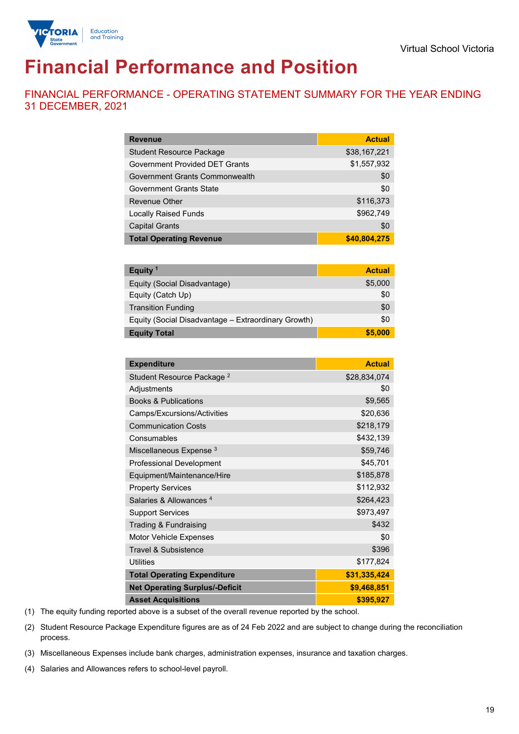# Financial Performance and Position

## FINANCIAL PERFORMANCE - OPERATING STATEMENT SUMMARY FOR THE YEAR ENDING 31 DECEMBER, 2021

| Revenue | Actual |
|---|---|
| Student Resource Package | $38,167,221 |
| Government Provided DET Grants | $1,557,932 |
| Government Grants Commonwealth | $0 |
| Government Grants State | $0 |
| Revenue Other | $116,373 |
| Locally Raised Funds | $962,749 |
| Capital Grants | $0 |
| **Total Operating Revenue** | **$40,804,275** |

| Equity [1] | Actual |
|---|---|
| Equity (Social Disadvantage) | $5,000 |
| Equity (Catch Up) | $0 |
| Transition Funding | $0 |
| Equity (Social Disadvantage – Extraordinary Growth) | $0 |
| **Equity Total** | **$5,000** |

| Expenditure | Actual |
|---|---|
| Student Resource Package [2] | $28,834,074 |
| Adjustments | $0 |
| Books & Publications | $9,565 |
| Camps/Excursions/Activities | $20,636 |
| Communication Costs | $218,179 |
| Consumables | $432,139 |
| Miscellaneous Expense [3] | $59,746 |
| Professional Development | $45,701 |
| Equipment/Maintenance/Hire | $185,878 |
| Property Services | $112,932 |
| Salaries & Allowances [4] | $264,423 |
| Support Services | $973,497 |
| Trading & Fundraising | $432 |
| Motor Vehicle Expenses | $0 |
| Travel & Subsistence | $396 |
| Utilities | $177,824 |
| **Total Operating Expenditure** | **$31,335,424** |
| **Net Operating Surplus/-Deficit** | **$9,468,851** |
| **Asset Acquisitions** | **$395,927** |

(1) The equity funding reported above is a subset of the overall revenue reported by the school.

(2) Student Resource Package Expenditure figures are as of 24 Feb 2022 and are subject to change during the reconciliation process.

(3) Miscellaneous Expenses include bank charges, administration expenses, insurance and taxation charges.

(4) Salaries and Allowances refers to school-level payroll.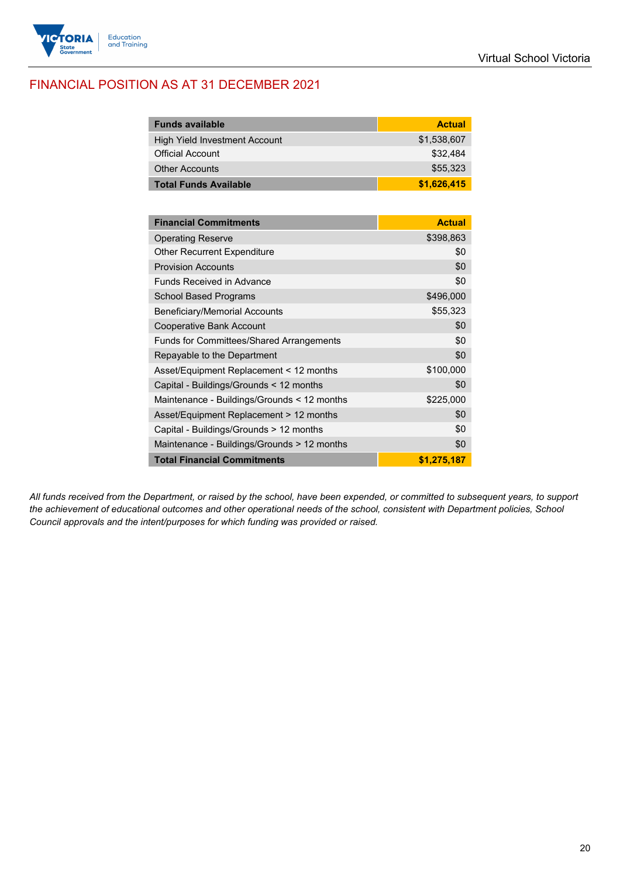# FINANCIAL POSITION AS AT 31 DECEMBER 2021

| Funds available | Actual |
| --- | --- |
| High Yield Investment Account | $1,538,607 |
| Official Account | $32,484 |
| Other Accounts | $55,323 |
| **Total Funds Available** | **$1,626,415** |

| Financial Commitments | Actual |
| --- | --- |
| Operating Reserve | $398,863 |
| Other Recurrent Expenditure | $0 |
| Provision Accounts | $0 |
| Funds Received in Advance | $0 |
| School Based Programs | $496,000 |
| Beneficiary/Memorial Accounts | $55,323 |
| Cooperative Bank Account | $0 |
| Funds for Committees/Shared Arrangements | $0 |
| Repayable to the Department | $0 |
| Asset/Equipment Replacement < 12 months | $100,000 |
| Capital - Buildings/Grounds < 12 months | $0 |
| Maintenance - Buildings/Grounds < 12 months | $225,000 |
| Asset/Equipment Replacement > 12 months | $0 |
| Capital - Buildings/Grounds > 12 months | $0 |
| Maintenance - Buildings/Grounds > 12 months | $0 |
| **Total Financial Commitments** | **$1,275,187** |

*All funds received from the Department, or raised by the school, have been expended, or committed to subsequent years, to support the achievement of educational outcomes and other operational needs of the school, consistent with Department policies, School Council approvals and the intent/purposes for which funding was provided or raised.*